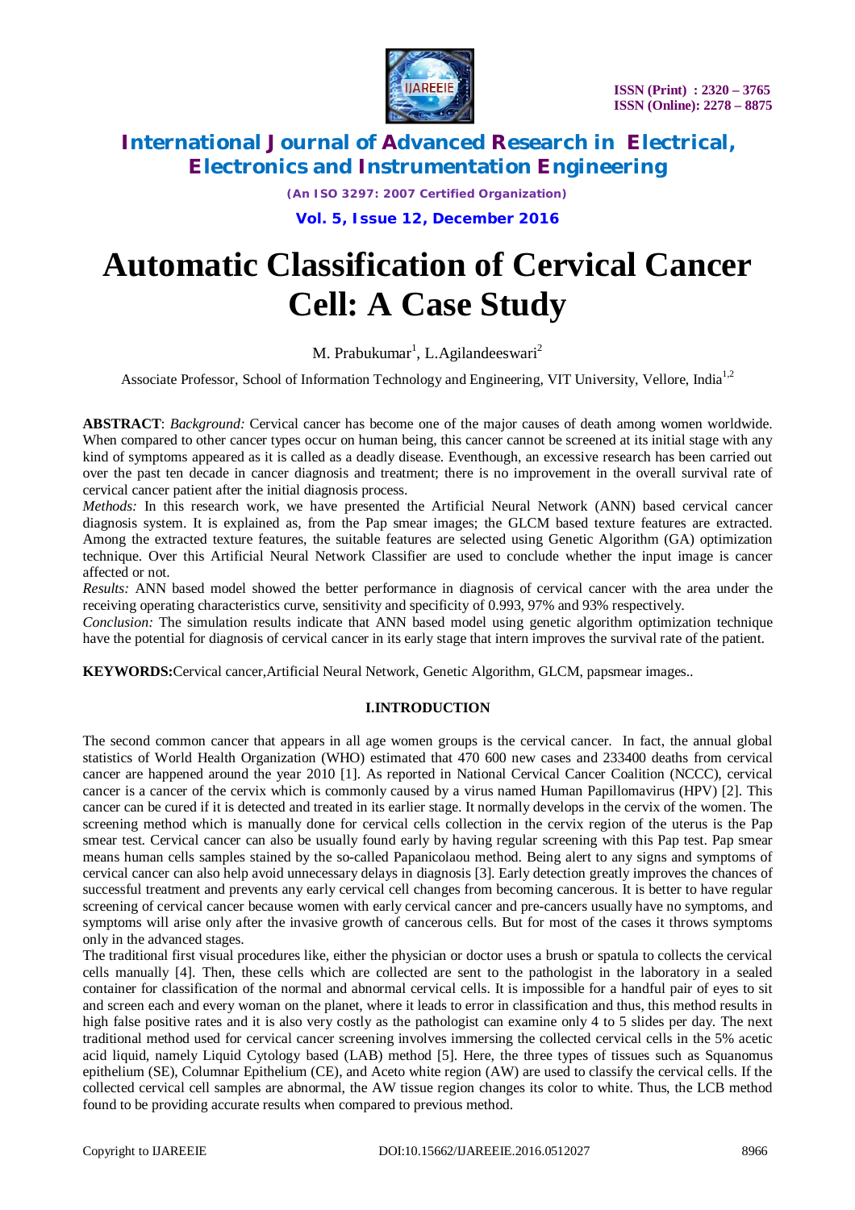# Automatic Classification of Cervical Cancer Cell: A Case Study

M. Prabukumar[1], L.Agilandeeswari[2]

Associate Professor, School of Information Technology and Engineering, VIT University, Vellore, India[1,2]

**ABSTRACT**: *Background:* Cervical cancer has become one of the major causes of death among women worldwide. When compared to other cancer types occur on human being, this cancer cannot be screened at its initial stage with any kind of symptoms appeared as it is called as a deadly disease. Eventhough, an excessive research has been carried out over the past ten decade in cancer diagnosis and treatment; there is no improvement in the overall survival rate of cervical cancer patient after the initial diagnosis process.

*Methods:* In this research work, we have presented the Artificial Neural Network (ANN) based cervical cancer diagnosis system. It is explained as, from the Pap smear images; the GLCM based texture features are extracted. Among the extracted texture features, the suitable features are selected using Genetic Algorithm (GA) optimization technique. Over this Artificial Neural Network Classifier are used to conclude whether the input image is cancer affected or not.

*Results:* ANN based model showed the better performance in diagnosis of cervical cancer with the area under the receiving operating characteristics curve, sensitivity and specificity of 0.993, 97% and 93% respectively.

*Conclusion:* The simulation results indicate that ANN based model using genetic algorithm optimization technique have the potential for diagnosis of cervical cancer in its early stage that intern improves the survival rate of the patient.

**KEYWORDS:**Cervical cancer,Artificial Neural Network, Genetic Algorithm, GLCM, papsmear images..

## I.INTRODUCTION

The second common cancer that appears in all age women groups is the cervical cancer. In fact, the annual global statistics of World Health Organization (WHO) estimated that 470 600 new cases and 233400 deaths from cervical cancer are happened around the year 2010 [1]. As reported in National Cervical Cancer Coalition (NCCC), cervical cancer is a cancer of the cervix which is commonly caused by a virus named Human Papillomavirus (HPV) [2]. This cancer can be cured if it is detected and treated in its earlier stage. It normally develops in the cervix of the women. The screening method which is manually done for cervical cells collection in the cervix region of the uterus is the Pap smear test. Cervical cancer can also be usually found early by having regular screening with this Pap test. Pap smear means human cells samples stained by the so-called Papanicolaou method. Being alert to any signs and symptoms of cervical cancer can also help avoid unnecessary delays in diagnosis [3]. Early detection greatly improves the chances of successful treatment and prevents any early cervical cell changes from becoming cancerous. It is better to have regular screening of cervical cancer because women with early cervical cancer and pre-cancers usually have no symptoms, and symptoms will arise only after the invasive growth of cancerous cells. But for most of the cases it throws symptoms only in the advanced stages.

The traditional first visual procedures like, either the physician or doctor uses a brush or spatula to collects the cervical cells manually [4]. Then, these cells which are collected are sent to the pathologist in the laboratory in a sealed container for classification of the normal and abnormal cervical cells. It is impossible for a handful pair of eyes to sit and screen each and every woman on the planet, where it leads to error in classification and thus, this method results in high false positive rates and it is also very costly as the pathologist can examine only 4 to 5 slides per day. The next traditional method used for cervical cancer screening involves immersing the collected cervical cells in the 5% acetic acid liquid, namely Liquid Cytology based (LAB) method [5]. Here, the three types of tissues such as Squanomus epithelium (SE), Columnar Epithelium (CE), and Aceto white region (AW) are used to classify the cervical cells. If the collected cervical cell samples are abnormal, the AW tissue region changes its color to white. Thus, the LCB method found to be providing accurate results when compared to previous method.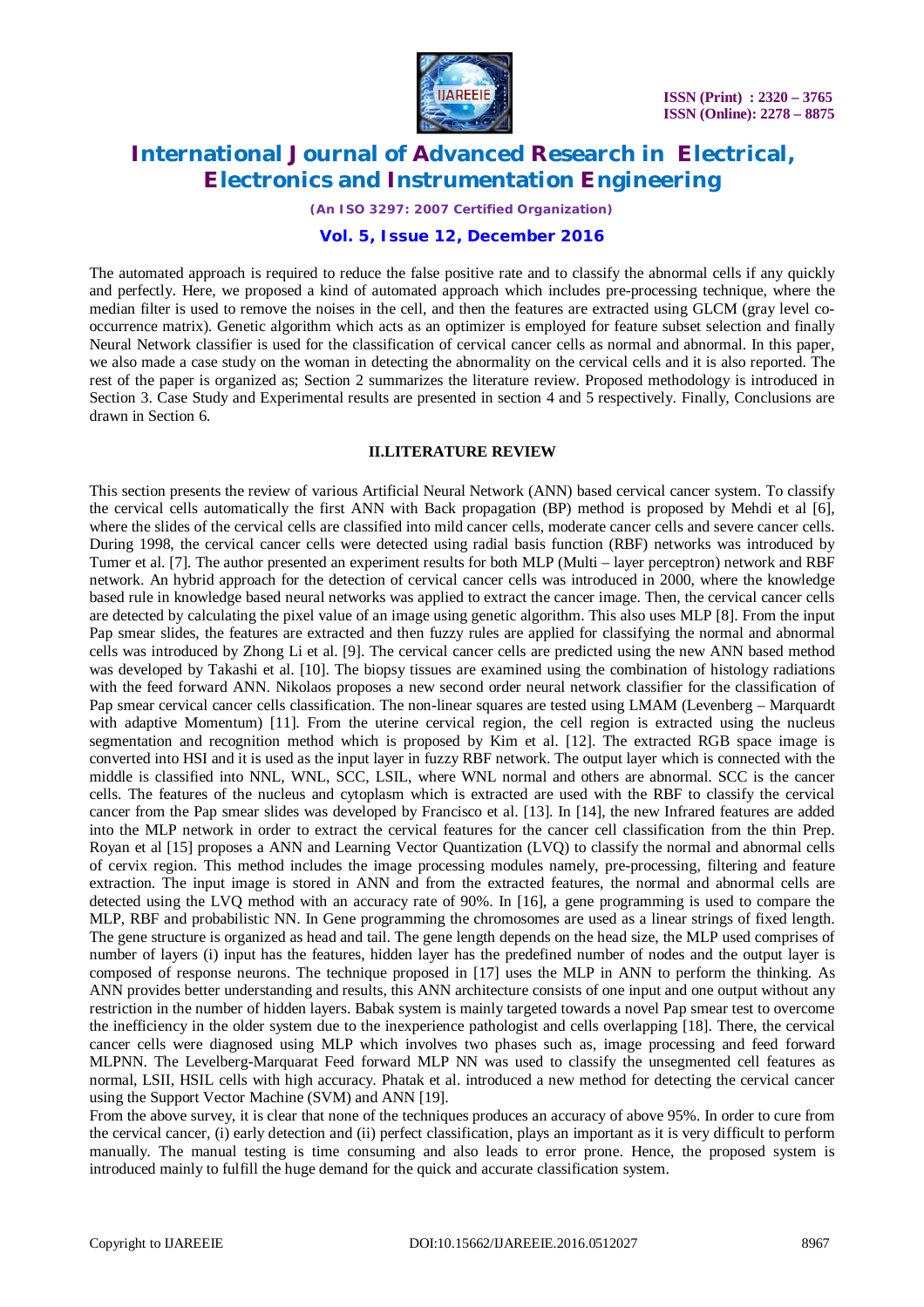The automated approach is required to reduce the false positive rate and to classify the abnormal cells if any quickly and perfectly. Here, we proposed a kind of automated approach which includes pre-processing technique, where the median filter is used to remove the noises in the cell, and then the features are extracted using GLCM (gray level co-occurrence matrix). Genetic algorithm which acts as an optimizer is employed for feature subset selection and finally Neural Network classifier is used for the classification of cervical cancer cells as normal and abnormal. In this paper, we also made a case study on the woman in detecting the abnormality on the cervical cells and it is also reported. The rest of the paper is organized as; Section 2 summarizes the literature review. Proposed methodology is introduced in Section 3. Case Study and Experimental results are presented in section 4 and 5 respectively. Finally, Conclusions are drawn in Section 6.

## II.LITERATURE REVIEW

This section presents the review of various Artificial Neural Network (ANN) based cervical cancer system. To classify the cervical cells automatically the first ANN with Back propagation (BP) method is proposed by Mehdi et al [6], where the slides of the cervical cells are classified into mild cancer cells, moderate cancer cells and severe cancer cells. During 1998, the cervical cancer cells were detected using radial basis function (RBF) networks was introduced by Tumer et al. [7]. The author presented an experiment results for both MLP (Multi – layer perceptron) network and RBF network. An hybrid approach for the detection of cervical cancer cells was introduced in 2000, where the knowledge based rule in knowledge based neural networks was applied to extract the cancer image. Then, the cervical cancer cells are detected by calculating the pixel value of an image using genetic algorithm. This also uses MLP [8]. From the input Pap smear slides, the features are extracted and then fuzzy rules are applied for classifying the normal and abnormal cells was introduced by Zhong Li et al. [9]. The cervical cancer cells are predicted using the new ANN based method was developed by Takashi et al. [10]. The biopsy tissues are examined using the combination of histology radiations with the feed forward ANN. Nikolaos proposes a new second order neural network classifier for the classification of Pap smear cervical cancer cells classification. The non-linear squares are tested using LMAM (Levenberg – Marquardt with adaptive Momentum) [11]. From the uterine cervical region, the cell region is extracted using the nucleus segmentation and recognition method which is proposed by Kim et al. [12]. The extracted RGB space image is converted into HSI and it is used as the input layer in fuzzy RBF network. The output layer which is connected with the middle is classified into NNL, WNL, SCC, LSIL, where WNL normal and others are abnormal. SCC is the cancer cells. The features of the nucleus and cytoplasm which is extracted are used with the RBF to classify the cervical cancer from the Pap smear slides was developed by Francisco et al. [13]. In [14], the new Infrared features are added into the MLP network in order to extract the cervical features for the cancer cell classification from the thin Prep. Royan et al [15] proposes a ANN and Learning Vector Quantization (LVQ) to classify the normal and abnormal cells of cervix region. This method includes the image processing modules namely, pre-processing, filtering and feature extraction. The input image is stored in ANN and from the extracted features, the normal and abnormal cells are detected using the LVQ method with an accuracy rate of 90%. In [16], a gene programming is used to compare the MLP, RBF and probabilistic NN. In Gene programming the chromosomes are used as a linear strings of fixed length. The gene structure is organized as head and tail. The gene length depends on the head size, the MLP used comprises of number of layers (i) input has the features, hidden layer has the predefined number of nodes and the output layer is composed of response neurons. The technique proposed in [17] uses the MLP in ANN to perform the thinking. As ANN provides better understanding and results, this ANN architecture consists of one input and one output without any restriction in the number of hidden layers. Babak system is mainly targeted towards a novel Pap smear test to overcome the inefficiency in the older system due to the inexperience pathologist and cells overlapping [18]. There, the cervical cancer cells were diagnosed using MLP which involves two phases such as, image processing and feed forward MLPNN. The Levelberg-Marquarat Feed forward MLP NN was used to classify the unsegmented cell features as normal, LSII, HSIL cells with high accuracy. Phatak et al. introduced a new method for detecting the cervical cancer using the Support Vector Machine (SVM) and ANN [19].

From the above survey, it is clear that none of the techniques produces an accuracy of above 95%. In order to cure from the cervical cancer, (i) early detection and (ii) perfect classification, plays an important as it is very difficult to perform manually. The manual testing is time consuming and also leads to error prone. Hence, the proposed system is introduced mainly to fulfill the huge demand for the quick and accurate classification system.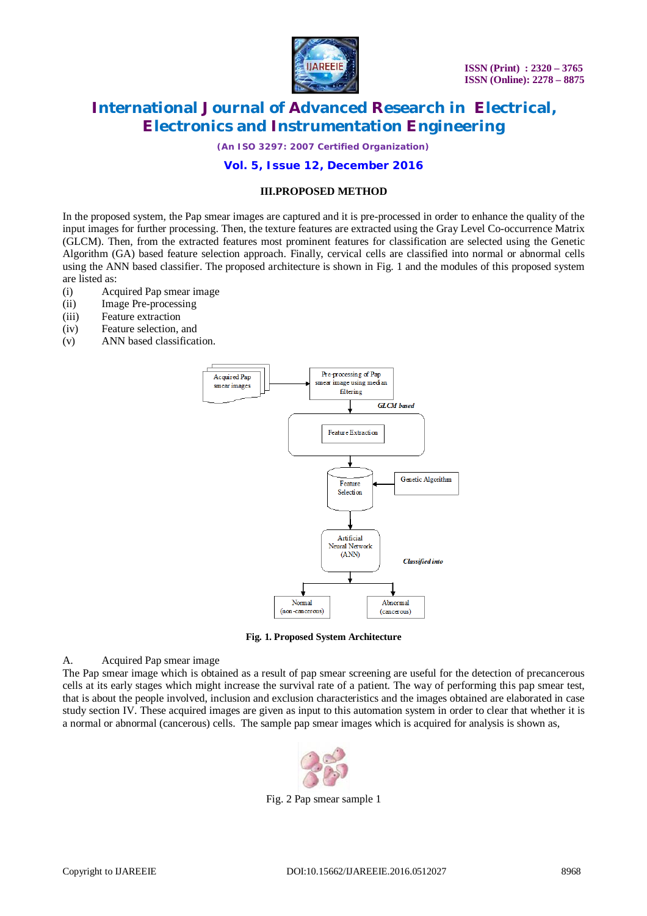## III.PROPOSED METHOD

In the proposed system, the Pap smear images are captured and it is pre-processed in order to enhance the quality of the input images for further processing. Then, the texture features are extracted using the Gray Level Co-occurrence Matrix (GLCM). Then, from the extracted features most prominent features for classification are selected using the Genetic Algorithm (GA) based feature selection approach. Finally, cervical cells are classified into normal or abnormal cells using the ANN based classifier. The proposed architecture is shown in Fig. 1 and the modules of this proposed system are listed as:

(i) Acquired Pap smear image
(ii) Image Pre-processing
(iii) Feature extraction
(iv) Feature selection, and
(v) ANN based classification.

**Fig. 1. Proposed System Architecture**

A. Acquired Pap smear image

The Pap smear image which is obtained as a result of pap smear screening are useful for the detection of precancerous cells at its early stages which might increase the survival rate of a patient. The way of performing this pap smear test, that is about the people involved, inclusion and exclusion characteristics and the images obtained are elaborated in case study section IV. These acquired images are given as input to this automation system in order to clear that whether it is a normal or abnormal (cancerous) cells. The sample pap smear images which is acquired for analysis is shown as,

Fig. 2 Pap smear sample 1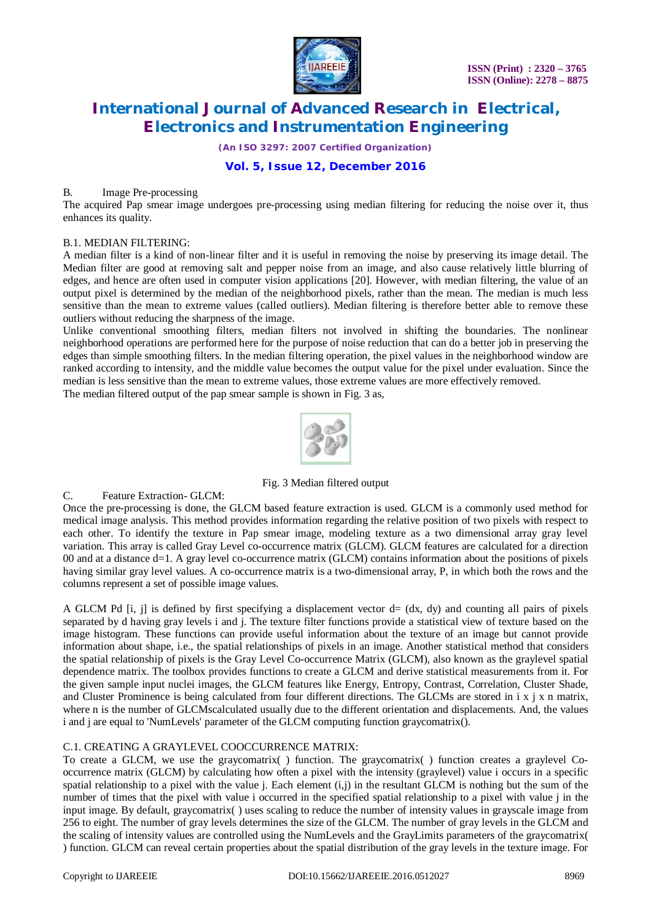B. Image Pre-processing

The acquired Pap smear image undergoes pre-processing using median filtering for reducing the noise over it, thus enhances its quality.

B.1. MEDIAN FILTERING:

A median filter is a kind of non-linear filter and it is useful in removing the noise by preserving its image detail. The Median filter are good at removing salt and pepper noise from an image, and also cause relatively little blurring of edges, and hence are often used in computer vision applications [20]. However, with median filtering, the value of an output pixel is determined by the median of the neighborhood pixels, rather than the mean. The median is much less sensitive than the mean to extreme values (called outliers). Median filtering is therefore better able to remove these outliers without reducing the sharpness of the image.

Unlike conventional smoothing filters, median filters not involved in shifting the boundaries. The nonlinear neighborhood operations are performed here for the purpose of noise reduction that can do a better job in preserving the edges than simple smoothing filters. In the median filtering operation, the pixel values in the neighborhood window are ranked according to intensity, and the middle value becomes the output value for the pixel under evaluation. Since the median is less sensitive than the mean to extreme values, those extreme values are more effectively removed.

The median filtered output of the pap smear sample is shown in Fig. 3 as,

Fig. 3 Median filtered output

C. Feature Extraction- GLCM:

Once the pre-processing is done, the GLCM based feature extraction is used. GLCM is a commonly used method for medical image analysis. This method provides information regarding the relative position of two pixels with respect to each other. To identify the texture in Pap smear image, modeling texture as a two dimensional array gray level variation. This array is called Gray Level co-occurrence matrix (GLCM). GLCM features are calculated for a direction 00 and at a distance d=1. A gray level co-occurrence matrix (GLCM) contains information about the positions of pixels having similar gray level values. A co-occurrence matrix is a two-dimensional array, P, in which both the rows and the columns represent a set of possible image values.

A GLCM Pd [i, j] is defined by first specifying a displacement vector d= (dx, dy) and counting all pairs of pixels separated by d having gray levels i and j. The texture filter functions provide a statistical view of texture based on the image histogram. These functions can provide useful information about the texture of an image but cannot provide information about shape, i.e., the spatial relationships of pixels in an image. Another statistical method that considers the spatial relationship of pixels is the Gray Level Co-occurrence Matrix (GLCM), also known as the graylevel spatial dependence matrix. The toolbox provides functions to create a GLCM and derive statistical measurements from it. For the given sample input nuclei images, the GLCM features like Energy, Entropy, Contrast, Correlation, Cluster Shade, and Cluster Prominence is being calculated from four different directions. The GLCMs are stored in i x j x n matrix, where n is the number of GLCMscalculated usually due to the different orientation and displacements. And, the values i and j are equal to 'NumLevels' parameter of the GLCM computing function graycomatrix().

C.1. CREATING A GRAYLEVEL COOCCURRENCE MATRIX:

To create a GLCM, we use the graycomatrix( ) function. The graycomatrix( ) function creates a graylevel Co-occurrence matrix (GLCM) by calculating how often a pixel with the intensity (graylevel) value i occurs in a specific spatial relationship to a pixel with the value j. Each element (i,j) in the resultant GLCM is nothing but the sum of the number of times that the pixel with value i occurred in the specified spatial relationship to a pixel with value j in the input image. By default, graycomatrix( ) uses scaling to reduce the number of intensity values in grayscale image from 256 to eight. The number of gray levels determines the size of the GLCM. The number of gray levels in the GLCM and the scaling of intensity values are controlled using the NumLevels and the GrayLimits parameters of the graycomatrix( ) function. GLCM can reveal certain properties about the spatial distribution of the gray levels in the texture image. For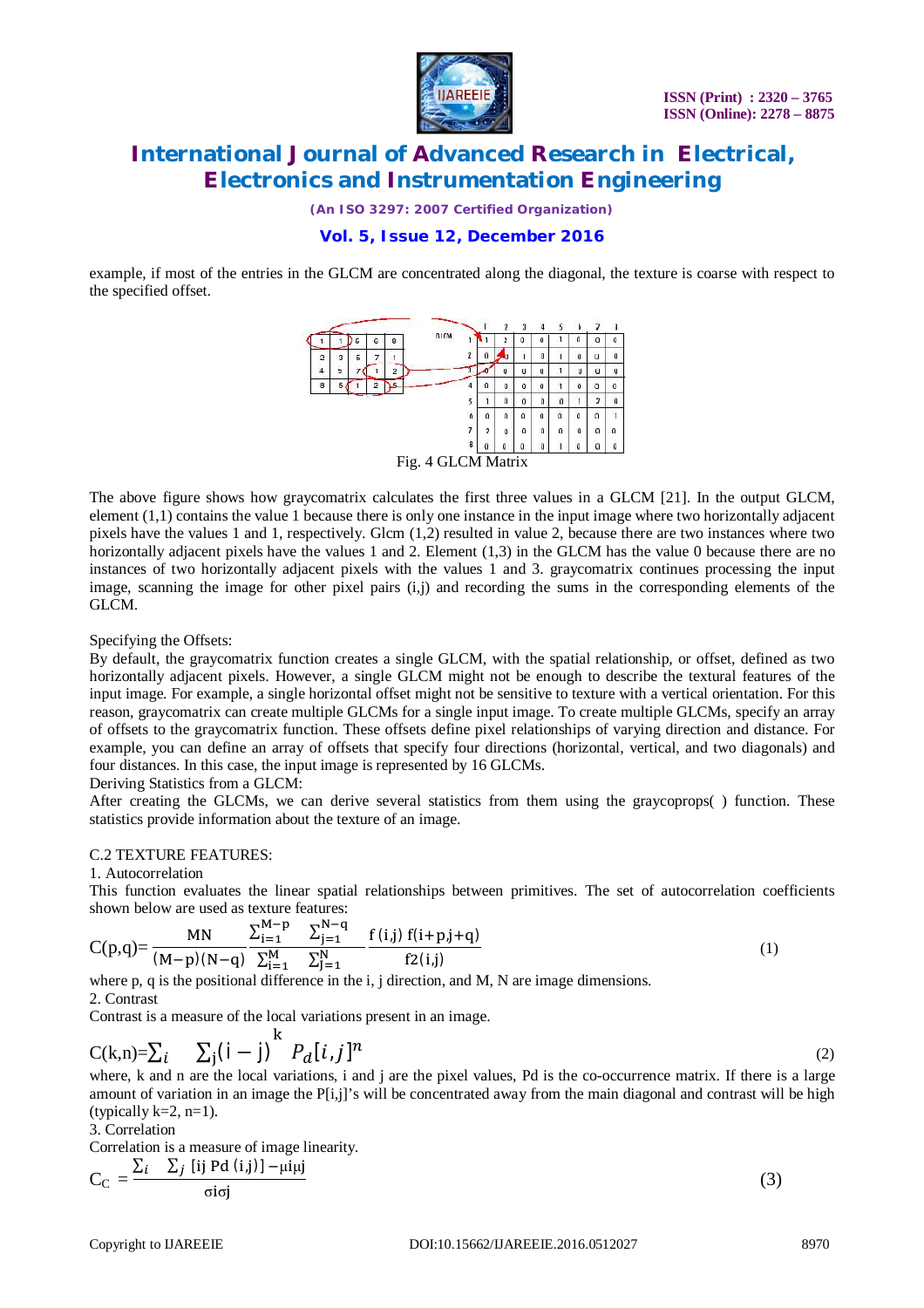example, if most of the entries in the GLCM are concentrated along the diagonal, the texture is coarse with respect to the specified offset.

Fig. 4 GLCM Matrix

The above figure shows how graycomatrix calculates the first three values in a GLCM [21]. In the output GLCM, element (1,1) contains the value 1 because there is only one instance in the input image where two horizontally adjacent pixels have the values 1 and 1, respectively. Glcm (1,2) resulted in value 2, because there are two instances where two horizontally adjacent pixels have the values 1 and 2. Element (1,3) in the GLCM has the value 0 because there are no instances of two horizontally adjacent pixels with the values 1 and 3. graycomatrix continues processing the input image, scanning the image for other pixel pairs (i,j) and recording the sums in the corresponding elements of the GLCM.

Specifying the Offsets:

By default, the graycomatrix function creates a single GLCM, with the spatial relationship, or offset, defined as two horizontally adjacent pixels. However, a single GLCM might not be enough to describe the textural features of the input image. For example, a single horizontal offset might not be sensitive to texture with a vertical orientation. For this reason, graycomatrix can create multiple GLCMs for a single input image. To create multiple GLCMs, specify an array of offsets to the graycomatrix function. These offsets define pixel relationships of varying direction and distance. For example, you can define an array of offsets that specify four directions (horizontal, vertical, and two diagonals) and four distances. In this case, the input image is represented by 16 GLCMs.

Deriving Statistics from a GLCM:

After creating the GLCMs, we can derive several statistics from them using the graycoprops( ) function. These statistics provide information about the texture of an image.

C.2 TEXTURE FEATURES:

1. Autocorrelation

This function evaluates the linear spatial relationships between primitives. The set of autocorrelation coefficients shown below are used as texture features:

$$C(p,q)=\frac{MN}{(M-p)(N-q)}\frac{\sum_{i=1}^{M-p}\sum_{j=1}^{N-q}}{\sum_{i=1}^{M}\sum_{j=1}^{N}}\frac{f(i,j)\,f(i+p,j+q)}{f2(i,j)} \tag{1}$$

where p, q is the positional difference in the i, j direction, and M, N are image dimensions.

2. Contrast

Contrast is a measure of the local variations present in an image.

$$C(k,n)=\sum_{i}\sum_{j}(i-j)^{k}\,P_{d}[i,j]^{n} \tag{2}$$

where, k and n are the local variations, i and j are the pixel values, Pd is the co-occurrence matrix. If there is a large amount of variation in an image the P[i,j]'s will be concentrated away from the main diagonal and contrast will be high (typically k=2, n=1).

3. Correlation

Correlation is a measure of image linearity.

$$C_{C}=\frac{\sum_{i}\sum_{j}[ij\,Pd\,(i,j)]-\mu i\mu j}{\sigma i\sigma j} \tag{3}$$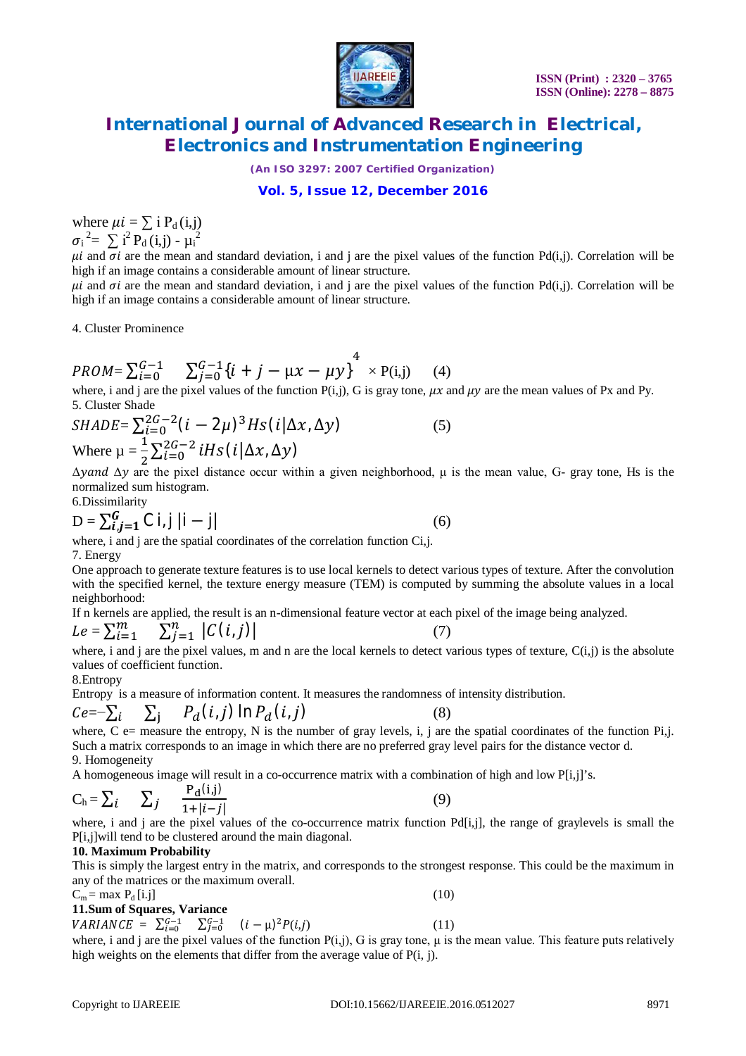where $\mu i = \sum i \, P_d (i,j)$

$\sigma_i^{\,2} = \sum i^2 P_d (i,j) - \mu_i^2$

$\mu i$ and $\sigma i$ are the mean and standard deviation, i and j are the pixel values of the function Pd(i,j). Correlation will be high if an image contains a considerable amount of linear structure.

$\mu i$ and $\sigma i$ are the mean and standard deviation, i and j are the pixel values of the function Pd(i,j). Correlation will be high if an image contains a considerable amount of linear structure.

4. Cluster Prominence

$$PROM = \sum_{i=0}^{G-1} \sum_{j=0}^{G-1} \{i + j - \mu x - \mu y\}^4 \times P(i,j) \qquad (4)$$

where, i and j are the pixel values of the function P(i,j), G is gray tone, $\mu x$ and $\mu y$ are the mean values of Px and Py.

5. Cluster Shade

$$SHADE = \sum_{i=0}^{2G-2} (i - 2\mu)^3 Hs(i|\Delta x, \Delta y) \qquad (5)$$

$$\text{Where } \mu = \frac{1}{2} \sum_{i=0}^{2G-2} iHs(i|\Delta x, \Delta y)$$

$\Delta y and \; \Delta y$ are the pixel distance occur within a given neighborhood, μ is the mean value, G- gray tone, Hs is the normalized sum histogram.

6.Dissimilarity

$$D = \sum_{i,j=1}^{G} C\,i,j \; |i - j| \qquad (6)$$

where, i and j are the spatial coordinates of the correlation function Ci,j.

7. Energy

One approach to generate texture features is to use local kernels to detect various types of texture. After the convolution with the specified kernel, the texture energy measure (TEM) is computed by summing the absolute values in a local neighborhood:

If n kernels are applied, the result is an n-dimensional feature vector at each pixel of the image being analyzed.

$$Le = \sum_{i=1}^{m} \sum_{j=1}^{n} |C(i,j)| \qquad (7)$$

where, i and j are the pixel values, m and n are the local kernels to detect various types of texture, C(i,j) is the absolute values of coefficient function.

8.Entropy

Entropy is a measure of information content. It measures the randomness of intensity distribution.

$$Ce = -\sum_i \sum_j P_d(i,j) \ln P_d(i,j) \qquad (8)$$

where, C e= measure the entropy, N is the number of gray levels, i, j are the spatial coordinates of the function Pi,j. Such a matrix corresponds to an image in which there are no preferred gray level pairs for the distance vector d.

9. Homogeneity

A homogeneous image will result in a co-occurrence matrix with a combination of high and low P[i,j]'s.

$$C_h = \sum_i \sum_j \frac{P_d(i,j)}{1+|i-j|} \qquad (9)$$

where, i and j are the pixel values of the co-occurrence matrix function Pd[i,j], the range of graylevels is small the P[i,j]will tend to be clustered around the main diagonal.

**10. Maximum Probability**

This is simply the largest entry in the matrix, and corresponds to the strongest response. This could be the maximum in any of the matrices or the maximum overall.

$$C_m = \max P_d [i.j] \qquad (10)$$

**11.Sum of Squares, Variance**

$$VARIANCE = \sum_{i=0}^{G-1} \sum_{j=0}^{G-1} (i - \mu)^2 P(i,j) \qquad (11)$$

where, i and j are the pixel values of the function P(i,j), G is gray tone, μ is the mean value. This feature puts relatively high weights on the elements that differ from the average value of P(i, j).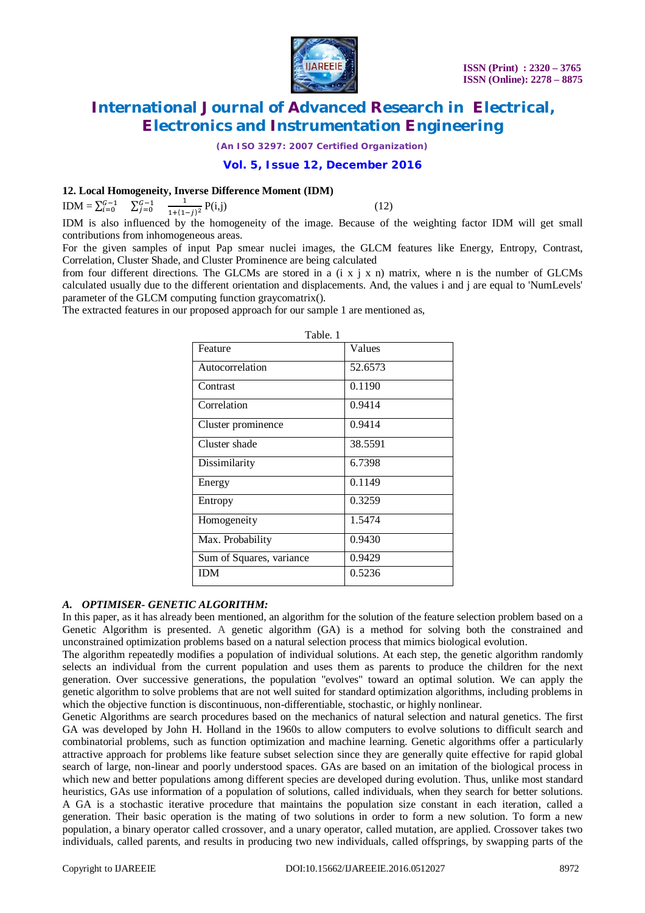**12. Local Homogeneity, Inverse Difference Moment (IDM)**

$$\text{IDM} = \sum_{i=0}^{G-1} \sum_{j=0}^{G-1} \frac{1}{1+(1-j)^2} P(i,j) \quad (12)$$

IDM is also influenced by the homogeneity of the image. Because of the weighting factor IDM will get small contributions from inhomogeneous areas.

For the given samples of input Pap smear nuclei images, the GLCM features like Energy, Entropy, Contrast, Correlation, Cluster Shade, and Cluster Prominence are being calculated from four different directions. The GLCMs are stored in a (i x j x n) matrix, where n is the number of GLCMs calculated usually due to the different orientation and displacements. And, the values i and j are equal to 'NumLevels' parameter of the GLCM computing function graycomatrix().

The extracted features in our proposed approach for our sample 1 are mentioned as,

Table. 1

| Feature | Values |
|---|---|
| Autocorrelation | 52.6573 |
| Contrast | 0.1190 |
| Correlation | 0.9414 |
| Cluster prominence | 0.9414 |
| Cluster shade | 38.5591 |
| Dissimilarity | 6.7398 |
| Energy | 0.1149 |
| Entropy | 0.3259 |
| Homogeneity | 1.5474 |
| Max. Probability | 0.9430 |
| Sum of Squares, variance | 0.9429 |
| IDM | 0.5236 |

### *A. OPTIMISER- GENETIC ALGORITHM:*

In this paper, as it has already been mentioned, an algorithm for the solution of the feature selection problem based on a Genetic Algorithm is presented. A genetic algorithm (GA) is a method for solving both the constrained and unconstrained optimization problems based on a natural selection process that mimics biological evolution.

The algorithm repeatedly modifies a population of individual solutions. At each step, the genetic algorithm randomly selects an individual from the current population and uses them as parents to produce the children for the next generation. Over successive generations, the population "evolves" toward an optimal solution. We can apply the genetic algorithm to solve problems that are not well suited for standard optimization algorithms, including problems in which the objective function is discontinuous, non-differentiable, stochastic, or highly nonlinear.

Genetic Algorithms are search procedures based on the mechanics of natural selection and natural genetics. The first GA was developed by John H. Holland in the 1960s to allow computers to evolve solutions to difficult search and combinatorial problems, such as function optimization and machine learning. Genetic algorithms offer a particularly attractive approach for problems like feature subset selection since they are generally quite effective for rapid global search of large, non-linear and poorly understood spaces. GAs are based on an imitation of the biological process in which new and better populations among different species are developed during evolution. Thus, unlike most standard heuristics, GAs use information of a population of solutions, called individuals, when they search for better solutions. A GA is a stochastic iterative procedure that maintains the population size constant in each iteration, called a generation. Their basic operation is the mating of two solutions in order to form a new solution. To form a new population, a binary operator called crossover, and a unary operator, called mutation, are applied. Crossover takes two individuals, called parents, and results in producing two new individuals, called offsprings, by swapping parts of the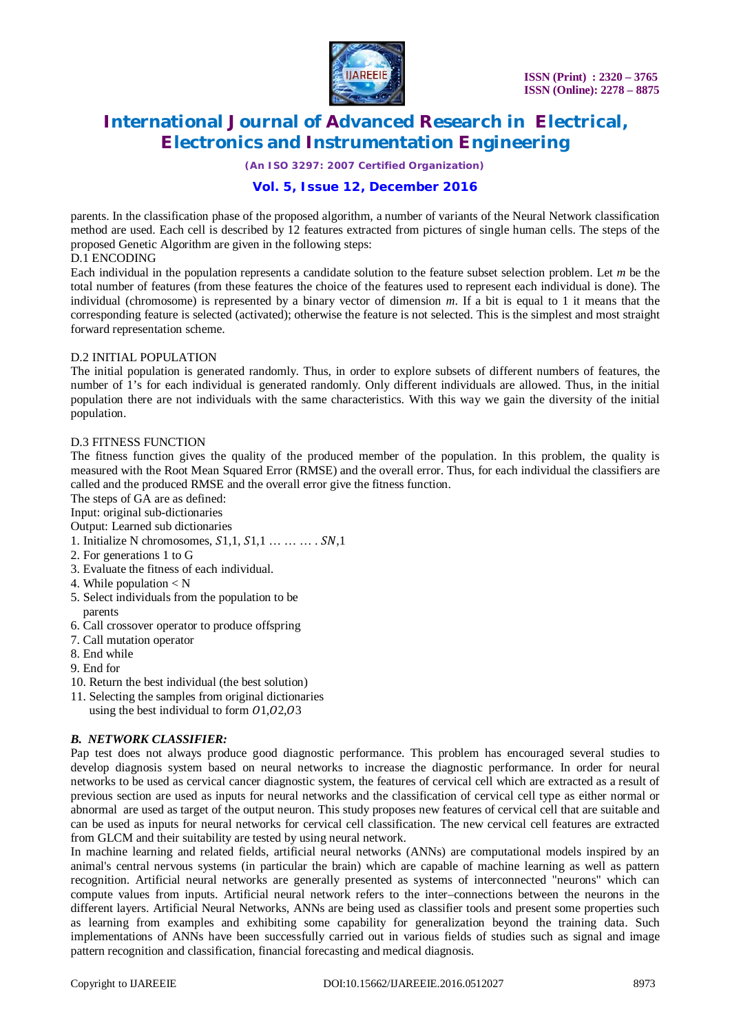parents. In the classification phase of the proposed algorithm, a number of variants of the Neural Network classification method are used. Each cell is described by 12 features extracted from pictures of single human cells. The steps of the proposed Genetic Algorithm are given in the following steps:

D.1 ENCODING

Each individual in the population represents a candidate solution to the feature subset selection problem. Let *m* be the total number of features (from these features the choice of the features used to represent each individual is done). The individual (chromosome) is represented by a binary vector of dimension *m*. If a bit is equal to 1 it means that the corresponding feature is selected (activated); otherwise the feature is not selected. This is the simplest and most straight forward representation scheme.

D.2 INITIAL POPULATION

The initial population is generated randomly. Thus, in order to explore subsets of different numbers of features, the number of 1's for each individual is generated randomly. Only different individuals are allowed. Thus, in the initial population there are not individuals with the same characteristics. With this way we gain the diversity of the initial population.

D.3 FITNESS FUNCTION

The fitness function gives the quality of the produced member of the population. In this problem, the quality is measured with the Root Mean Squared Error (RMSE) and the overall error. Thus, for each individual the classifiers are called and the produced RMSE and the overall error give the fitness function.

The steps of GA are as defined:

Input: original sub-dictionaries

Output: Learned sub dictionaries

1. Initialize N chromosomes, $S1,1$, $S1,1 \ldots \ldots \ldots . SN,1$
2. For generations 1 to G
3. Evaluate the fitness of each individual.
4. While population < N
5. Select individuals from the population to be parents
6. Call crossover operator to produce offspring
7. Call mutation operator
8. End while
9. End for
10. Return the best individual (the best solution)
11. Selecting the samples from original dictionaries using the best individual to form $O1, O2, O3$

### *B. NETWORK CLASSIFIER:*

Pap test does not always produce good diagnostic performance. This problem has encouraged several studies to develop diagnosis system based on neural networks to increase the diagnostic performance. In order for neural networks to be used as cervical cancer diagnostic system, the features of cervical cell which are extracted as a result of previous section are used as inputs for neural networks and the classification of cervical cell type as either normal or abnormal are used as target of the output neuron. This study proposes new features of cervical cell that are suitable and can be used as inputs for neural networks for cervical cell classification. The new cervical cell features are extracted from GLCM and their suitability are tested by using neural network.

In machine learning and related fields, artificial neural networks (ANNs) are computational models inspired by an animal's central nervous systems (in particular the brain) which are capable of machine learning as well as pattern recognition. Artificial neural networks are generally presented as systems of interconnected "neurons" which can compute values from inputs. Artificial neural network refers to the inter–connections between the neurons in the different layers. Artificial Neural Networks, ANNs are being used as classifier tools and present some properties such as learning from examples and exhibiting some capability for generalization beyond the training data. Such implementations of ANNs have been successfully carried out in various fields of studies such as signal and image pattern recognition and classification, financial forecasting and medical diagnosis.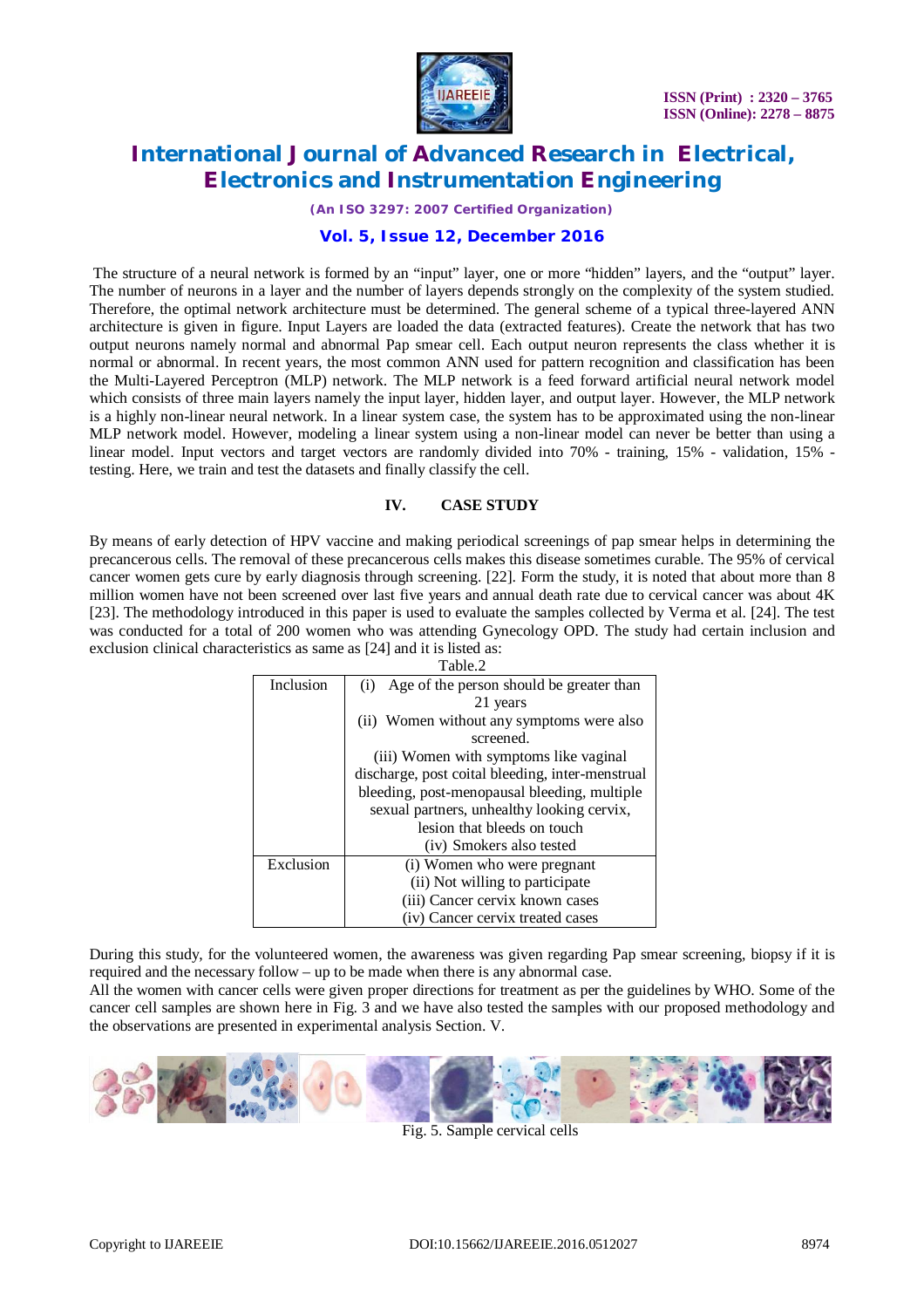The structure of a neural network is formed by an "input" layer, one or more "hidden" layers, and the "output" layer. The number of neurons in a layer and the number of layers depends strongly on the complexity of the system studied. Therefore, the optimal network architecture must be determined. The general scheme of a typical three-layered ANN architecture is given in figure. Input Layers are loaded the data (extracted features). Create the network that has two output neurons namely normal and abnormal Pap smear cell. Each output neuron represents the class whether it is normal or abnormal. In recent years, the most common ANN used for pattern recognition and classification has been the Multi-Layered Perceptron (MLP) network. The MLP network is a feed forward artificial neural network model which consists of three main layers namely the input layer, hidden layer, and output layer. However, the MLP network is a highly non-linear neural network. In a linear system case, the system has to be approximated using the non-linear MLP network model. However, modeling a linear system using a non-linear model can never be better than using a linear model. Input vectors and target vectors are randomly divided into 70% - training, 15% - validation, 15% - testing. Here, we train and test the datasets and finally classify the cell.

## IV. CASE STUDY

By means of early detection of HPV vaccine and making periodical screenings of pap smear helps in determining the precancerous cells. The removal of these precancerous cells makes this disease sometimes curable. The 95% of cervical cancer women gets cure by early diagnosis through screening. [22]. Form the study, it is noted that about more than 8 million women have not been screened over last five years and annual death rate due to cervical cancer was about 4K [23]. The methodology introduced in this paper is used to evaluate the samples collected by Verma et al. [24]. The test was conducted for a total of 200 women who was attending Gynecology OPD. The study had certain inclusion and exclusion clinical characteristics as same as [24] and it is listed as:

Table.2

| | |
|---|---|
| Inclusion | (i) Age of the person should be greater than 21 years<br>(ii) Women without any symptoms were also screened.<br>(iii) Women with symptoms like vaginal discharge, post coital bleeding, inter-menstrual bleeding, post-menopausal bleeding, multiple sexual partners, unhealthy looking cervix, lesion that bleeds on touch<br>(iv) Smokers also tested |
| Exclusion | (i) Women who were pregnant<br>(ii) Not willing to participate<br>(iii) Cancer cervix known cases<br>(iv) Cancer cervix treated cases |

During this study, for the volunteered women, the awareness was given regarding Pap smear screening, biopsy if it is required and the necessary follow – up to be made when there is any abnormal case.

All the women with cancer cells were given proper directions for treatment as per the guidelines by WHO. Some of the cancer cell samples are shown here in Fig. 3 and we have also tested the samples with our proposed methodology and the observations are presented in experimental analysis Section. V.

Fig. 5. Sample cervical cells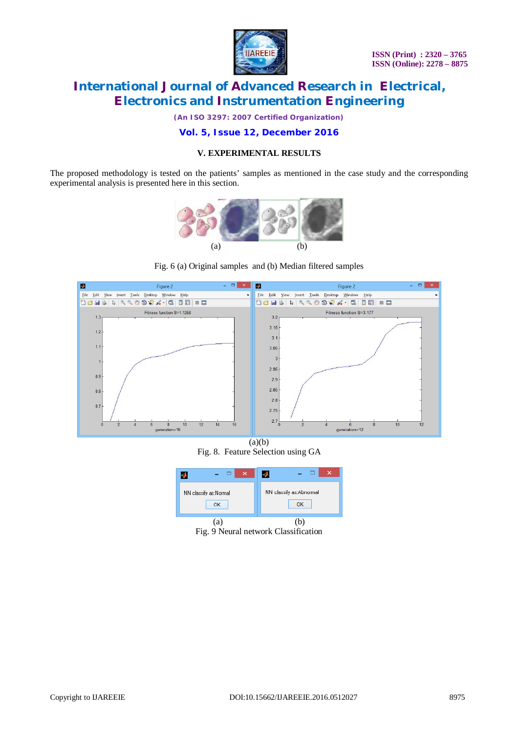## V. EXPERIMENTAL RESULTS

The proposed methodology is tested on the patients' samples as mentioned in the case study and the corresponding experimental analysis is presented here in this section.

(a) (b)

Fig. 6 (a) Original samples and (b) Median filtered samples

(a)(b)

Fig. 8. Feature Selection using GA

(a) (b)

Fig. 9 Neural network Classification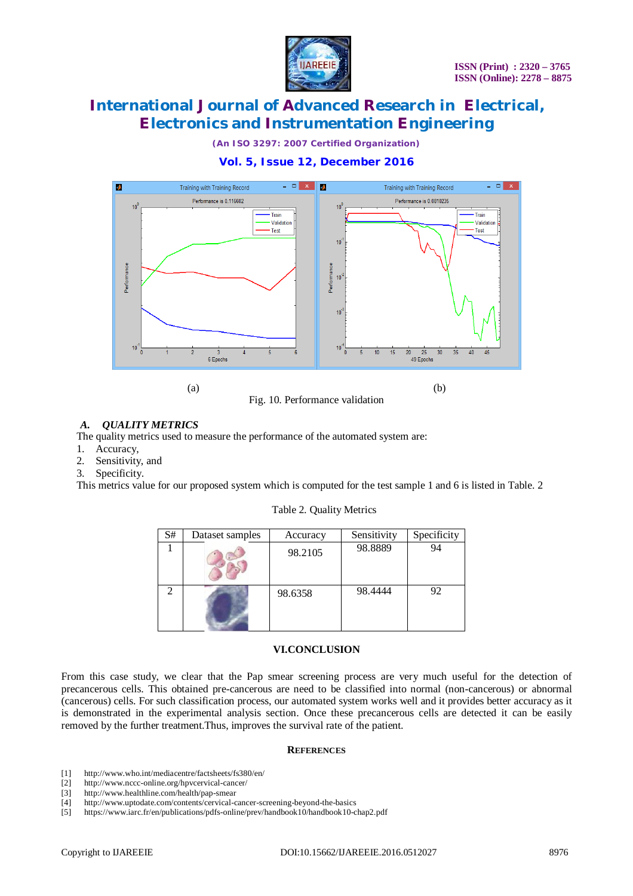(a) (b)

Fig. 10. Performance validation

### *A. QUALITY METRICS*

The quality metrics used to measure the performance of the automated system are:

1. Accuracy,
2. Sensitivity, and
3. Specificity.

This metrics value for our proposed system which is computed for the test sample 1 and 6 is listed in Table. 2

Table 2. Quality Metrics

| S# | Dataset samples | Accuracy | Sensitivity | Specificity |
|---|---|---|---|---|
| 1 | | 98.2105 | 98.8889 | 94 |
| 2 | | 98.6358 | 98.4444 | 92 |

## VI.CONCLUSION

From this case study, we clear that the Pap smear screening process are very much useful for the detection of precancerous cells. This obtained pre-cancerous are need to be classified into normal (non-cancerous) or abnormal (cancerous) cells. For such classification process, our automated system works well and it provides better accuracy as it is demonstrated in the experimental analysis section. Once these precancerous cells are detected it can be easily removed by the further treatment.Thus, improves the survival rate of the patient.

## REFERENCES

[1] http://www.who.int/mediacentre/factsheets/fs380/en/
[2] http://www.nccc-online.org/hpvcervical-cancer/
[3] http://www.healthline.com/health/pap-smear
[4] http://www.uptodate.com/contents/cervical-cancer-screening-beyond-the-basics
[5] https://www.iarc.fr/en/publications/pdfs-online/prev/handbook10/handbook10-chap2.pdf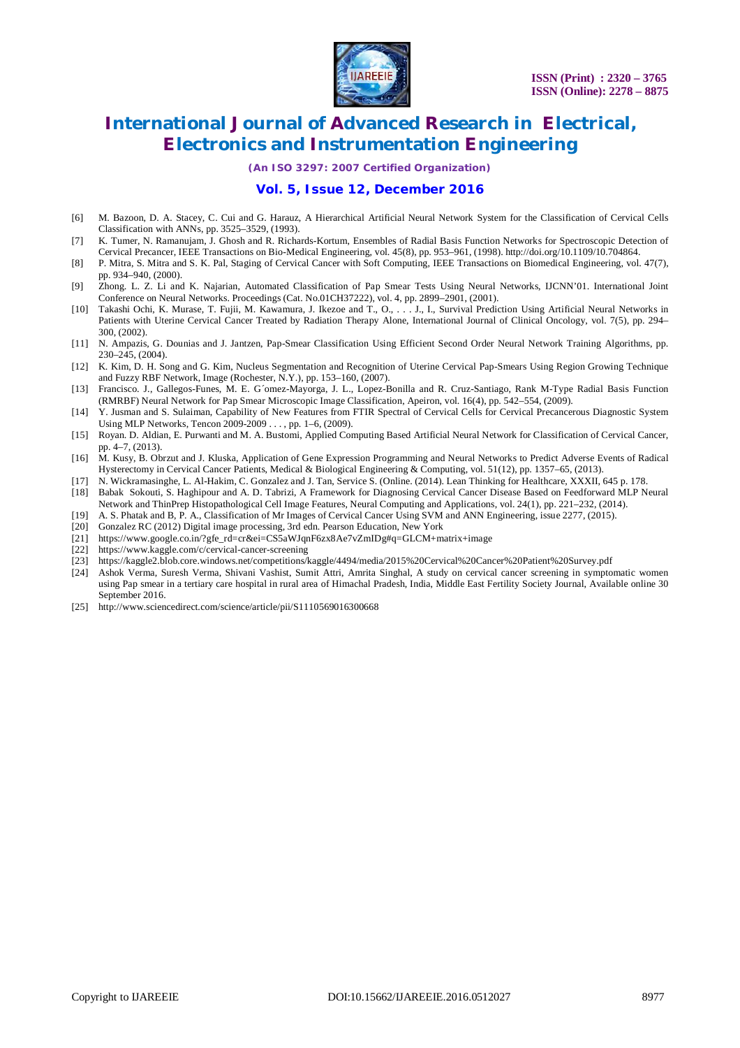[6] M. Bazoon, D. A. Stacey, C. Cui and G. Harauz, A Hierarchical Artificial Neural Network System for the Classification of Cervical Cells Classification with ANNs, pp. 3525–3529, (1993).

[7] K. Tumer, N. Ramanujam, J. Ghosh and R. Richards-Kortum, Ensembles of Radial Basis Function Networks for Spectroscopic Detection of Cervical Precancer, IEEE Transactions on Bio-Medical Engineering, vol. 45(8), pp. 953–961, (1998). http://doi.org/10.1109/10.704864.

[8] P. Mitra, S. Mitra and S. K. Pal, Staging of Cervical Cancer with Soft Computing, IEEE Transactions on Biomedical Engineering, vol. 47(7), pp. 934–940, (2000).

[9] Zhong. L. Z. Li and K. Najarian, Automated Classification of Pap Smear Tests Using Neural Networks, IJCNN'01. International Joint Conference on Neural Networks. Proceedings (Cat. No.01CH37222), vol. 4, pp. 2899–2901, (2001).

[10] Takashi Ochi, K. Murase, T. Fujii, M. Kawamura, J. Ikezoe and T., O., . . . J., I., Survival Prediction Using Artificial Neural Networks in Patients with Uterine Cervical Cancer Treated by Radiation Therapy Alone, International Journal of Clinical Oncology, vol. 7(5), pp. 294–300, (2002).

[11] N. Ampazis, G. Dounias and J. Jantzen, Pap-Smear Classification Using Efficient Second Order Neural Network Training Algorithms, pp. 230–245, (2004).

[12] K. Kim, D. H. Song and G. Kim, Nucleus Segmentation and Recognition of Uterine Cervical Pap-Smears Using Region Growing Technique and Fuzzy RBF Network, Image (Rochester, N.Y.), pp. 153–160, (2007).

[13] Francisco. J., Gallegos-Funes, M. E. G´omez-Mayorga, J. L., Lopez-Bonilla and R. Cruz-Santiago, Rank M-Type Radial Basis Function (RMRBF) Neural Network for Pap Smear Microscopic Image Classification, Apeiron, vol. 16(4), pp. 542–554, (2009).

[14] Y. Jusman and S. Sulaiman, Capability of New Features from FTIR Spectral of Cervical Cells for Cervical Precancerous Diagnostic System Using MLP Networks, Tencon 2009-2009 . . . , pp. 1–6, (2009).

[15] Royan. D. Aldian, E. Purwanti and M. A. Bustomi, Applied Computing Based Artificial Neural Network for Classification of Cervical Cancer, pp. 4–7, (2013).

[16] M. Kusy, B. Obrzut and J. Kluska, Application of Gene Expression Programming and Neural Networks to Predict Adverse Events of Radical Hysterectomy in Cervical Cancer Patients, Medical & Biological Engineering & Computing, vol. 51(12), pp. 1357–65, (2013).

[17] N. Wickramasinghe, L. Al-Hakim, C. Gonzalez and J. Tan, Service S. (Online. (2014). Lean Thinking for Healthcare, XXXII, 645 p. 178.

[18] Babak Sokouti, S. Haghipour and A. D. Tabrizi, A Framework for Diagnosing Cervical Cancer Disease Based on Feedforward MLP Neural Network and ThinPrep Histopathological Cell Image Features, Neural Computing and Applications, vol. 24(1), pp. 221–232, (2014).

[19] A. S. Phatak and B, P. A., Classification of Mr Images of Cervical Cancer Using SVM and ANN Engineering, issue 2277, (2015).

[20] Gonzalez RC (2012) Digital image processing, 3rd edn. Pearson Education, New York

[21] https://www.google.co.in/?gfe_rd=cr&ei=CS5aWJqnF6zx8Ae7vZmIDg#q=GLCM+matrix+image

[22] https://www.kaggle.com/c/cervical-cancer-screening

[23] https://kaggle2.blob.core.windows.net/competitions/kaggle/4494/media/2015%20Cervical%20Cancer%20Patient%20Survey.pdf

[24] Ashok Verma, Suresh Verma, Shivani Vashist, Sumit Attri, Amrita Singhal, A study on cervical cancer screening in symptomatic women using Pap smear in a tertiary care hospital in rural area of Himachal Pradesh, India, Middle East Fertility Society Journal, Available online 30 September 2016.

[25] http://www.sciencedirect.com/science/article/pii/S1110569016300668